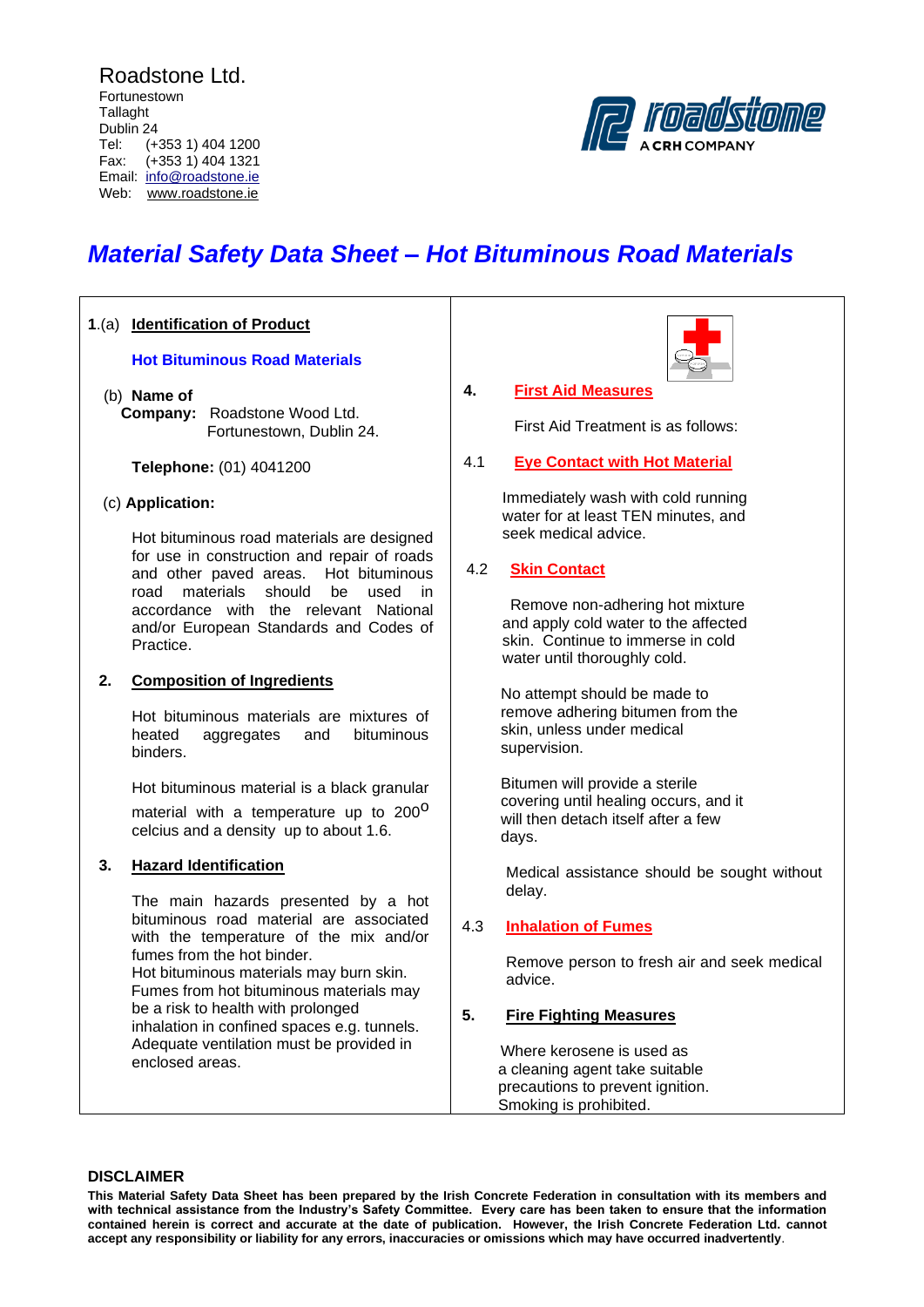Roadstone Ltd.
Fortunestown
Tallaght
Dublin 24
Tel: (+353 1) 404 1200
Fax: (+353 1) 404 1321
Email: info@roadstone.ie
Web: www.roadstone.ie

# Material Safety Data Sheet – Hot Bituminous Road Materials

**1.**(a) **Identification of Product**

**Hot Bituminous Road Materials**

(b) **Name of Company:** Roadstone Wood Ltd.
Fortunestown, Dublin 24.

**Telephone:** (01) 4041200

(c) **Application:**

Hot bituminous road materials are designed for use in construction and repair of roads and other paved areas. Hot bituminous road materials should be used in accordance with the relevant National and/or European Standards and Codes of Practice.

**2. Composition of Ingredients**

Hot bituminous materials are mixtures of heated aggregates and bituminous binders.

Hot bituminous material is a black granular material with a temperature up to 200$^{o}$ celcius and a density up to about 1.6.

**3. Hazard Identification**

The main hazards presented by a hot bituminous road material are associated with the temperature of the mix and/or fumes from the hot binder.
Hot bituminous materials may burn skin.
Fumes from hot bituminous materials may be a risk to health with prolonged inhalation in confined spaces e.g. tunnels.
Adequate ventilation must be provided in enclosed areas.

**4. First Aid Measures**

First Aid Treatment is as follows:

4.1 **Eye Contact with Hot Material**

Immediately wash with cold running water for at least TEN minutes, and seek medical advice.

4.2 **Skin Contact**

Remove non-adhering hot mixture and apply cold water to the affected skin. Continue to immerse in cold water until thoroughly cold.

No attempt should be made to remove adhering bitumen from the skin, unless under medical supervision.

Bitumen will provide a sterile covering until healing occurs, and it will then detach itself after a few days.

Medical assistance should be sought without delay.

4.3 **Inhalation of Fumes**

Remove person to fresh air and seek medical advice.

**5. Fire Fighting Measures**

Where kerosene is used as a cleaning agent take suitable precautions to prevent ignition. Smoking is prohibited.

**DISCLAIMER**

**This Material Safety Data Sheet has been prepared by the Irish Concrete Federation in consultation with its members and with technical assistance from the Industry's Safety Committee. Every care has been taken to ensure that the information contained herein is correct and accurate at the date of publication. However, the Irish Concrete Federation Ltd. cannot accept any responsibility or liability for any errors, inaccuracies or omissions which may have occurred inadvertently**.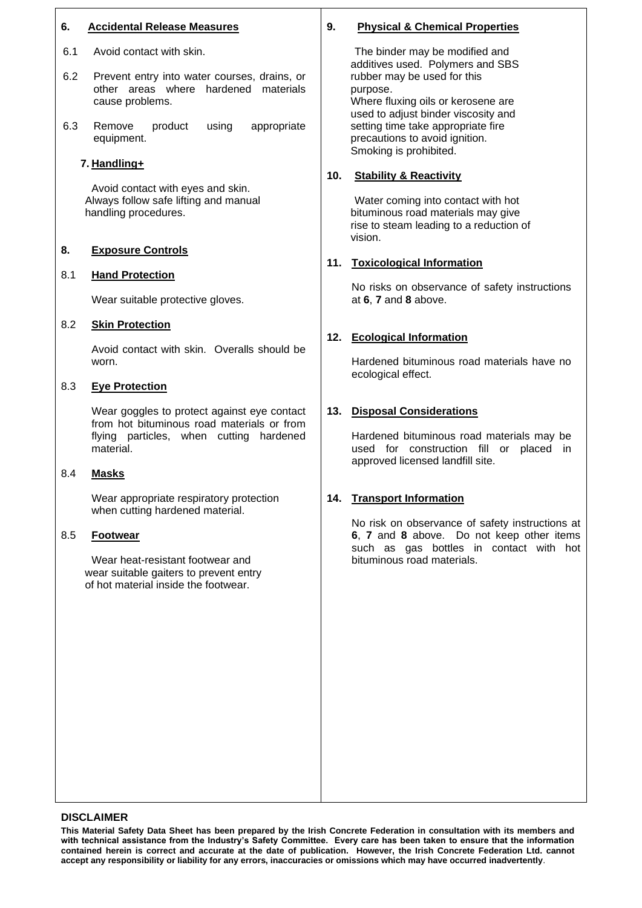## 6. Accidental Release Measures

6.1 Avoid contact with skin.

6.2 Prevent entry into water courses, drains, or other areas where hardened materials cause problems.

6.3 Remove product using appropriate equipment.

## 7. Handling+

Avoid contact with eyes and skin. Always follow safe lifting and manual handling procedures.

## 8. Exposure Controls

### 8.1 Hand Protection

Wear suitable protective gloves.

### 8.2 Skin Protection

Avoid contact with skin. Overalls should be worn.

### 8.3 Eye Protection

Wear goggles to protect against eye contact from hot bituminous road materials or from flying particles, when cutting hardened material.

### 8.4 Masks

Wear appropriate respiratory protection when cutting hardened material.

### 8.5 Footwear

Wear heat-resistant footwear and wear suitable gaiters to prevent entry of hot material inside the footwear.

## 9. Physical & Chemical Properties

The binder may be modified and additives used. Polymers and SBS rubber may be used for this purpose.
Where fluxing oils or kerosene are used to adjust binder viscosity and setting time take appropriate fire precautions to avoid ignition.
Smoking is prohibited.

## 10. Stability & Reactivity

Water coming into contact with hot bituminous road materials may give rise to steam leading to a reduction of vision.

## 11. Toxicological Information

No risks on observance of safety instructions at **6**, **7** and **8** above.

## 12. Ecological Information

Hardened bituminous road materials have no ecological effect.

## 13. Disposal Considerations

Hardened bituminous road materials may be used for construction fill or placed in approved licensed landfill site.

## 14. Transport Information

No risk on observance of safety instructions at **6**, **7** and **8** above. Do not keep other items such as gas bottles in contact with hot bituminous road materials.

### DISCLAIMER

**This Material Safety Data Sheet has been prepared by the Irish Concrete Federation in consultation with its members and with technical assistance from the Industry's Safety Committee. Every care has been taken to ensure that the information contained herein is correct and accurate at the date of publication. However, the Irish Concrete Federation Ltd. cannot accept any responsibility or liability for any errors, inaccuracies or omissions which may have occurred inadvertently**.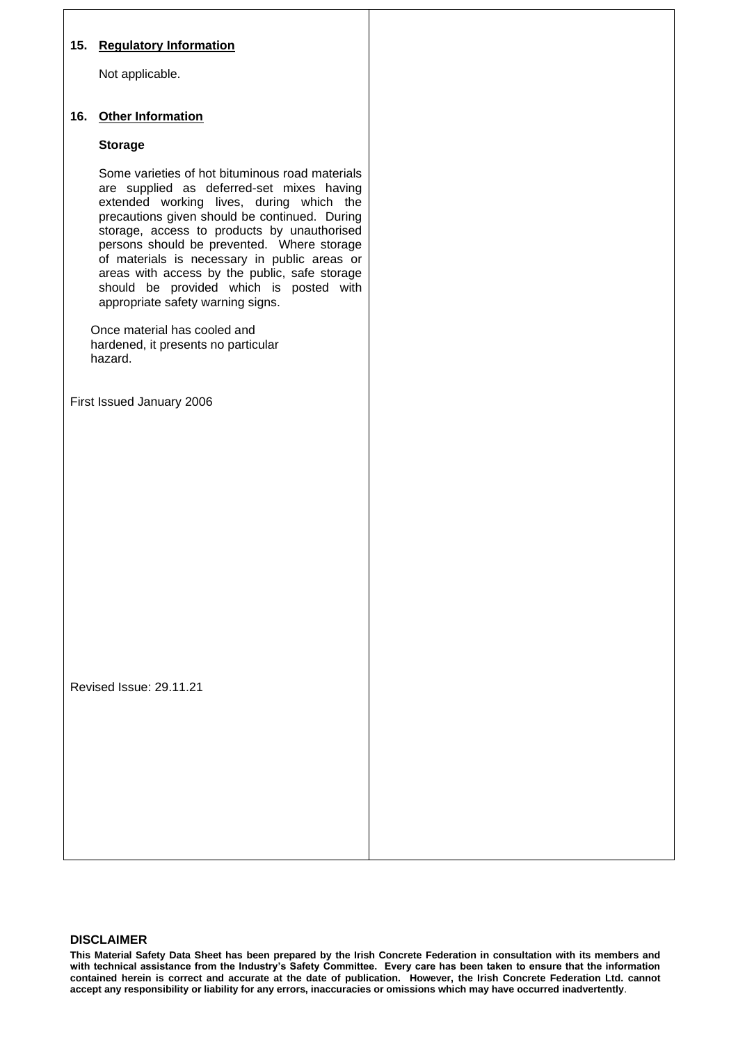## 15. Regulatory Information

Not applicable.

## 16. Other Information

**Storage**

Some varieties of hot bituminous road materials are supplied as deferred-set mixes having extended working lives, during which the precautions given should be continued. During storage, access to products by unauthorised persons should be prevented. Where storage of materials is necessary in public areas or areas with access by the public, safe storage should be provided which is posted with appropriate safety warning signs.

Once material has cooled and hardened, it presents no particular hazard.

First Issued January 2006

Revised Issue: 29.11.21

**DISCLAIMER**

**This Material Safety Data Sheet has been prepared by the Irish Concrete Federation in consultation with its members and with technical assistance from the Industry's Safety Committee. Every care has been taken to ensure that the information contained herein is correct and accurate at the date of publication. However, the Irish Concrete Federation Ltd. cannot accept any responsibility or liability for any errors, inaccuracies or omissions which may have occurred inadvertently**.